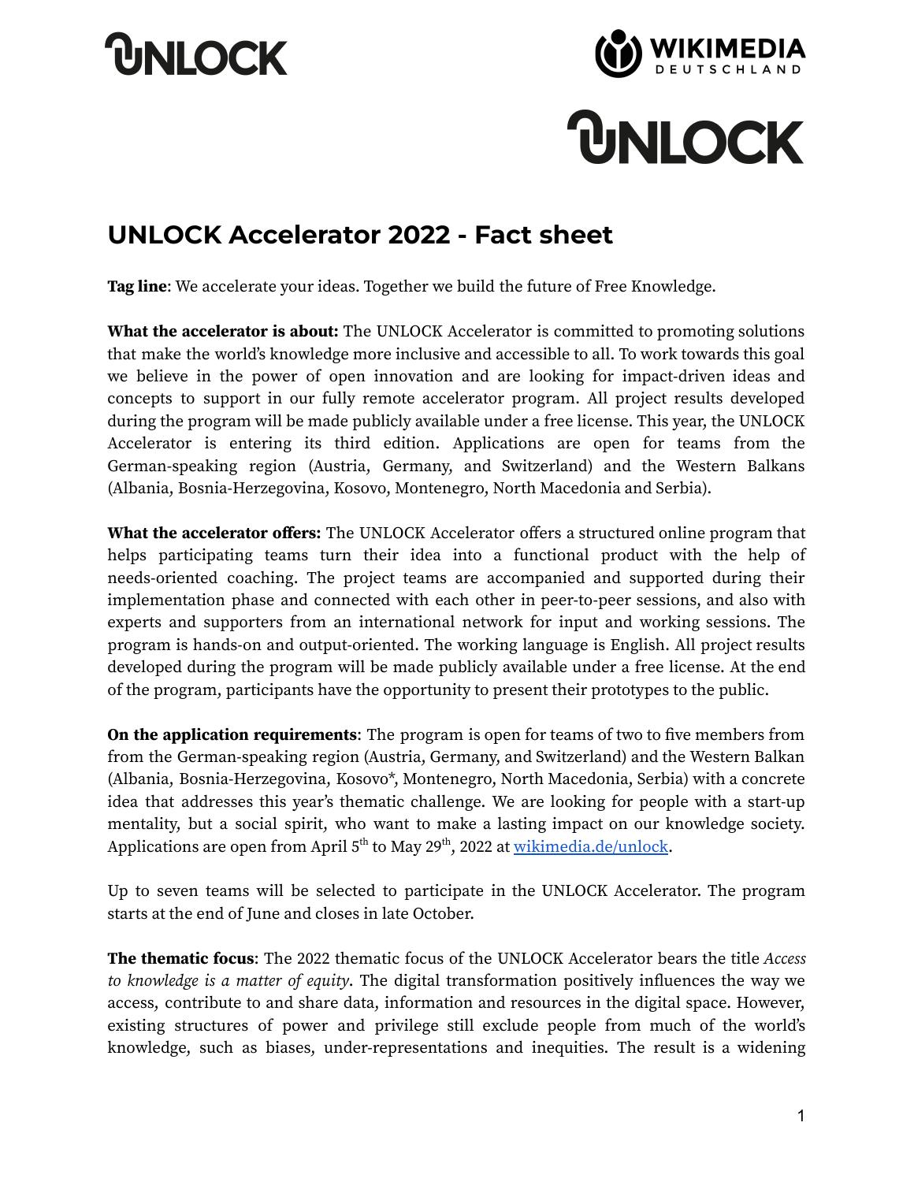# UNLOCK Accelerator 2022 - Fact sheet

**Tag line**: We accelerate your ideas. Together we build the future of Free Knowledge.

**What the accelerator is about:** The UNLOCK Accelerator is committed to promoting solutions that make the world's knowledge more inclusive and accessible to all. To work towards this goal we believe in the power of open innovation and are looking for impact-driven ideas and concepts to support in our fully remote accelerator program. All project results developed during the program will be made publicly available under a free license. This year, the UNLOCK Accelerator is entering its third edition. Applications are open for teams from the German-speaking region (Austria, Germany, and Switzerland) and the Western Balkans (Albania, Bosnia-Herzegovina, Kosovo, Montenegro, North Macedonia and Serbia).

**What the accelerator offers:** The UNLOCK Accelerator offers a structured online program that helps participating teams turn their idea into a functional product with the help of needs-oriented coaching. The project teams are accompanied and supported during their implementation phase and connected with each other in peer-to-peer sessions, and also with experts and supporters from an international network for input and working sessions. The program is hands-on and output-oriented. The working language is English. All project results developed during the program will be made publicly available under a free license. At the end of the program, participants have the opportunity to present their prototypes to the public.

**On the application requirements**: The program is open for teams of two to five members from from the German-speaking region (Austria, Germany, and Switzerland) and the Western Balkan (Albania, Bosnia-Herzegovina, Kosovo*, Montenegro, North Macedonia, Serbia) with a concrete idea that addresses this year's thematic challenge. We are looking for people with a start-up mentality, but a social spirit, who want to make a lasting impact on our knowledge society. Applications are open from April 5th to May 29th, 2022 at [wikimedia.de/unlock](wikimedia.de/unlock).

Up to seven teams will be selected to participate in the UNLOCK Accelerator. The program starts at the end of June and closes in late October.

**The thematic focus**: The 2022 thematic focus of the UNLOCK Accelerator bears the title *Access to knowledge is a matter of equity*. The digital transformation positively influences the way we access, contribute to and share data, information and resources in the digital space. However, existing structures of power and privilege still exclude people from much of the world's knowledge, such as biases, under-representations and inequities. The result is a widening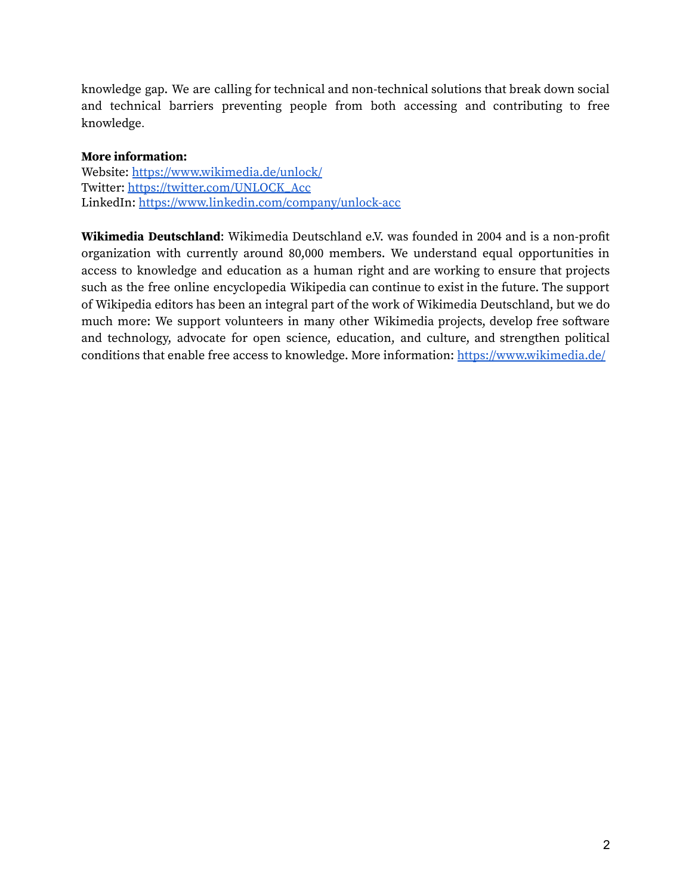knowledge gap. We are calling for technical and non-technical solutions that break down social and technical barriers preventing people from both accessing and contributing to free knowledge.

**More information:**
Website: https://www.wikimedia.de/unlock/
Twitter: https://twitter.com/UNLOCK_Acc
LinkedIn: https://www.linkedin.com/company/unlock-acc

**Wikimedia Deutschland**: Wikimedia Deutschland e.V. was founded in 2004 and is a non-profit organization with currently around 80,000 members. We understand equal opportunities in access to knowledge and education as a human right and are working to ensure that projects such as the free online encyclopedia Wikipedia can continue to exist in the future. The support of Wikipedia editors has been an integral part of the work of Wikimedia Deutschland, but we do much more: We support volunteers in many other Wikimedia projects, develop free software and technology, advocate for open science, education, and culture, and strengthen political conditions that enable free access to knowledge. More information: https://www.wikimedia.de/